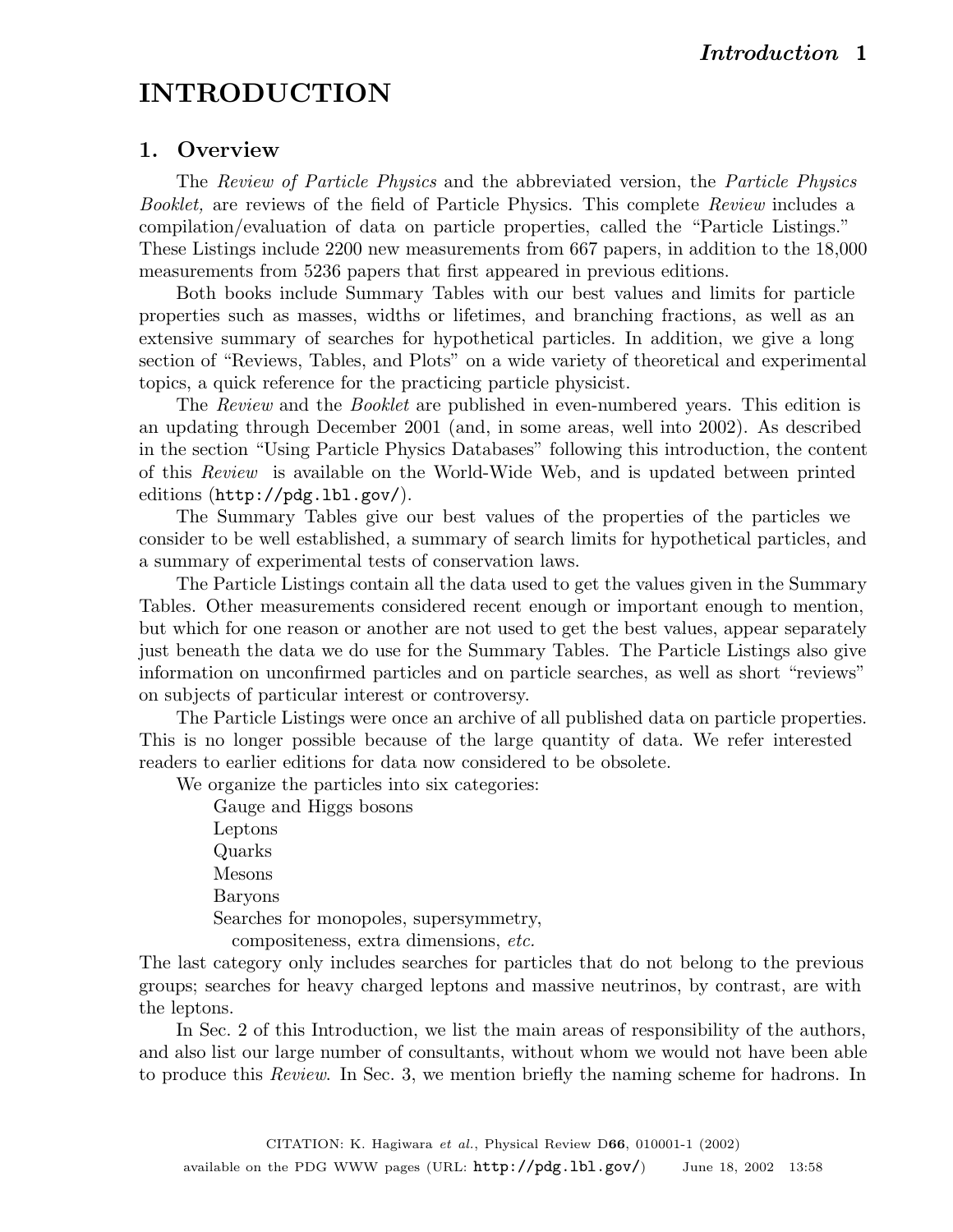# INTRODUCTION

## 1. Overview

The *Review of Particle Physics* and the abbreviated version, the *Particle Physics Booklet,* are reviews of the field of Particle Physics. This complete *Review* includes a compilation/evaluation of data on particle properties, called the "Particle Listings." These Listings include 2200 new measurements from 667 papers, in addition to the 18,000 measurements from 5236 papers that first appeared in previous editions.

Both books include Summary Tables with our best values and limits for particle properties such as masses, widths or lifetimes, and branching fractions, as well as an extensive summary of searches for hypothetical particles. In addition, we give a long section of "Reviews, Tables, and Plots" on a wide variety of theoretical and experimental topics, a quick reference for the practicing particle physicist.

The *Review* and the *Booklet* are published in even-numbered years. This edition is an updating through December 2001 (and, in some areas, well into 2002). As described in the section "Using Particle Physics Databases" following this introduction, the content of this *Review* is available on the World-Wide Web, and is updated between printed editions (`http://pdg.lbl.gov/`).

The Summary Tables give our best values of the properties of the particles we consider to be well established, a summary of search limits for hypothetical particles, and a summary of experimental tests of conservation laws.

The Particle Listings contain all the data used to get the values given in the Summary Tables. Other measurements considered recent enough or important enough to mention, but which for one reason or another are not used to get the best values, appear separately just beneath the data we do use for the Summary Tables. The Particle Listings also give information on unconfirmed particles and on particle searches, as well as short "reviews" on subjects of particular interest or controversy.

The Particle Listings were once an archive of all published data on particle properties. This is no longer possible because of the large quantity of data. We refer interested readers to earlier editions for data now considered to be obsolete.

We organize the particles into six categories:

- Gauge and Higgs bosons
- Leptons
- Quarks
- Mesons
- Baryons
- Searches for monopoles, supersymmetry, compositeness, extra dimensions, *etc.*

The last category only includes searches for particles that do not belong to the previous groups; searches for heavy charged leptons and massive neutrinos, by contrast, are with the leptons.

In Sec. 2 of this Introduction, we list the main areas of responsibility of the authors, and also list our large number of consultants, without whom we would not have been able to produce this *Review.* In Sec. 3, we mention briefly the naming scheme for hadrons. In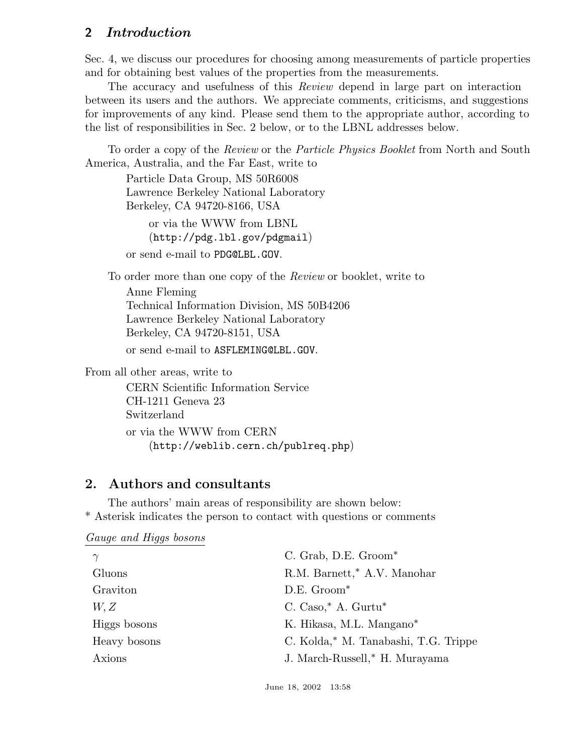Sec. 4, we discuss our procedures for choosing among measurements of particle properties and for obtaining best values of the properties from the measurements.

The accuracy and usefulness of this *Review* depend in large part on interaction between its users and the authors. We appreciate comments, criticisms, and suggestions for improvements of any kind. Please send them to the appropriate author, according to the list of responsibilities in Sec. 2 below, or to the LBNL addresses below.

To order a copy of the *Review* or the *Particle Physics Booklet* from North and South America, Australia, and the Far East, write to

> Particle Data Group, MS 50R6008
> Lawrence Berkeley National Laboratory
> Berkeley, CA 94720-8166, USA
>
> or via the WWW from LBNL
> (`http://pdg.lbl.gov/pdgmail`)
>
> or send e-mail to `PDG@LBL.GOV`.

To order more than one copy of the *Review* or booklet, write to

> Anne Fleming
> Technical Information Division, MS 50B4206
> Lawrence Berkeley National Laboratory
> Berkeley, CA 94720-8151, USA
>
> or send e-mail to `ASFLEMING@LBL.GOV`.

From all other areas, write to

> CERN Scientific Information Service
> CH-1211 Geneva 23
> Switzerland
>
> or via the WWW from CERN
> (`http://weblib.cern.ch/publreq.php`)

## 2. Authors and consultants

The authors' main areas of responsibility are shown below:
* Asterisk indicates the person to contact with questions or comments

*Gauge and Higgs bosons*

| | |
|---|---|
| $\gamma$ | C. Grab, D.E. Groom* |
| Gluons | R.M. Barnett,* A.V. Manohar |
| Graviton | D.E. Groom* |
| $W, Z$ | C. Caso,* A. Gurtu* |
| Higgs bosons | K. Hikasa, M.L. Mangano* |
| Heavy bosons | C. Kolda,* M. Tanabashi, T.G. Trippe |
| Axions | J. March-Russell,* H. Murayama |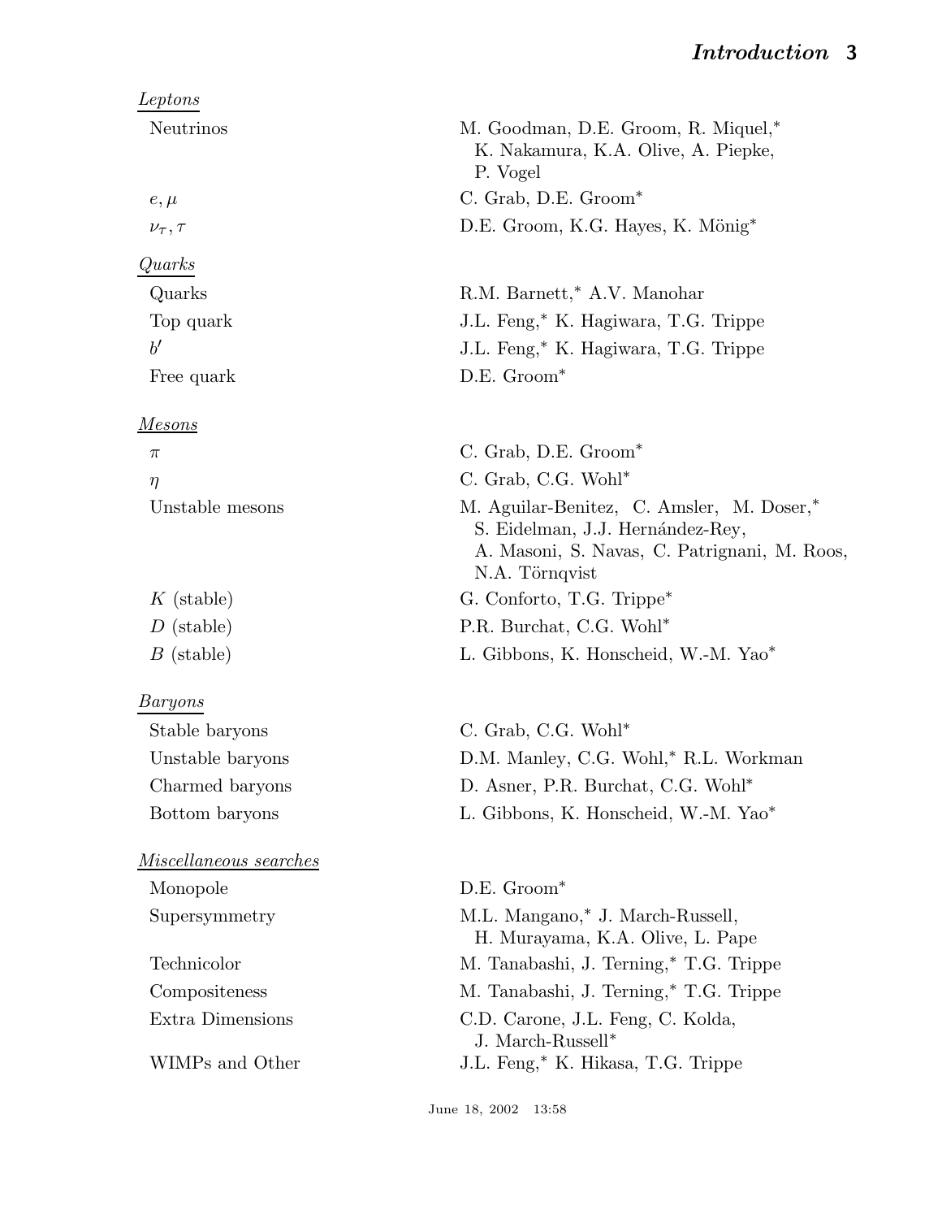*Leptons*

| | |
|---|---|
| Neutrinos | M. Goodman, D.E. Groom, R. Miquel,* K. Nakamura, K.A. Olive, A. Piepke, P. Vogel |
| $e, \mu$ | C. Grab, D.E. Groom* |
| $\nu_\tau, \tau$ | D.E. Groom, K.G. Hayes, K. Mönig* |

*Quarks*

| | |
|---|---|
| Quarks | R.M. Barnett,* A.V. Manohar |
| Top quark | J.L. Feng,* K. Hagiwara, T.G. Trippe |
| $b'$ | J.L. Feng,* K. Hagiwara, T.G. Trippe |
| Free quark | D.E. Groom* |

*Mesons*

| | |
|---|---|
| $\pi$ | C. Grab, D.E. Groom* |
| $\eta$ | C. Grab, C.G. Wohl* |
| Unstable mesons | M. Aguilar-Benitez, C. Amsler, M. Doser,* S. Eidelman, J.J. Hernández-Rey, A. Masoni, S. Navas, C. Patrignani, M. Roos, N.A. Törnqvist |
| $K$ (stable) | G. Conforto, T.G. Trippe* |
| $D$ (stable) | P.R. Burchat, C.G. Wohl* |
| $B$ (stable) | L. Gibbons, K. Honscheid, W.-M. Yao* |

*Baryons*

| | |
|---|---|
| Stable baryons | C. Grab, C.G. Wohl* |
| Unstable baryons | D.M. Manley, C.G. Wohl,* R.L. Workman |
| Charmed baryons | D. Asner, P.R. Burchat, C.G. Wohl* |
| Bottom baryons | L. Gibbons, K. Honscheid, W.-M. Yao* |

*Miscellaneous searches*

| | |
|---|---|
| Monopole | D.E. Groom* |
| Supersymmetry | M.L. Mangano,* J. March-Russell, H. Murayama, K.A. Olive, L. Pape |
| Technicolor | M. Tanabashi, J. Terning,* T.G. Trippe |
| Compositeness | M. Tanabashi, J. Terning,* T.G. Trippe |
| Extra Dimensions | C.D. Carone, J.L. Feng, C. Kolda, J. March-Russell* |
| WIMPs and Other | J.L. Feng,* K. Hikasa, T.G. Trippe |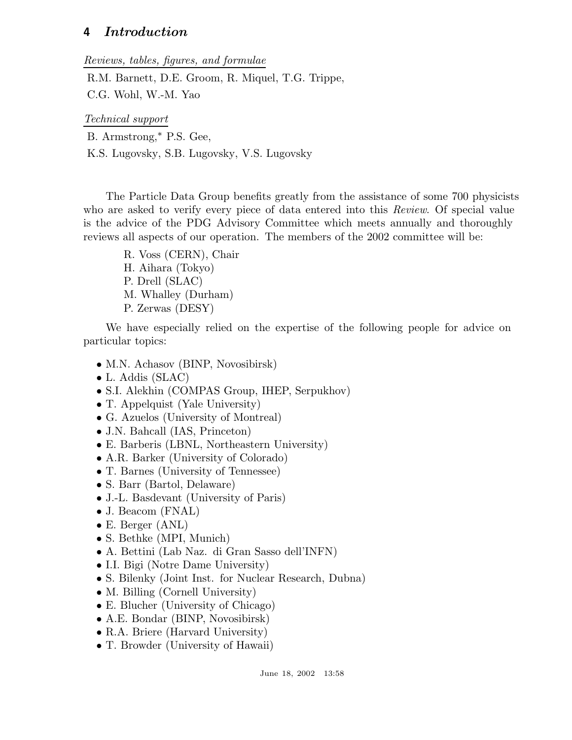*Reviews, tables, figures, and formulae*

R.M. Barnett, D.E. Groom, R. Miquel, T.G. Trippe,
C.G. Wohl, W.-M. Yao

*Technical support*

B. Armstrong,* P.S. Gee,
K.S. Lugovsky, S.B. Lugovsky, V.S. Lugovsky

The Particle Data Group benefits greatly from the assistance of some 700 physicists who are asked to verify every piece of data entered into this *Review*. Of special value is the advice of the PDG Advisory Committee which meets annually and thoroughly reviews all aspects of our operation. The members of the 2002 committee will be:

R. Voss (CERN), Chair
H. Aihara (Tokyo)
P. Drell (SLAC)
M. Whalley (Durham)
P. Zerwas (DESY)

We have especially relied on the expertise of the following people for advice on particular topics:

- M.N. Achasov (BINP, Novosibirsk)
- L. Addis (SLAC)
- S.I. Alekhin (COMPAS Group, IHEP, Serpukhov)
- T. Appelquist (Yale University)
- G. Azuelos (University of Montreal)
- J.N. Bahcall (IAS, Princeton)
- E. Barberis (LBNL, Northeastern University)
- A.R. Barker (University of Colorado)
- T. Barnes (University of Tennessee)
- S. Barr (Bartol, Delaware)
- J.-L. Basdevant (University of Paris)
- J. Beacom (FNAL)
- E. Berger (ANL)
- S. Bethke (MPI, Munich)
- A. Bettini (Lab Naz. di Gran Sasso dell'INFN)
- I.I. Bigi (Notre Dame University)
- S. Bilenky (Joint Inst. for Nuclear Research, Dubna)
- M. Billing (Cornell University)
- E. Blucher (University of Chicago)
- A.E. Bondar (BINP, Novosibirsk)
- R.A. Briere (Harvard University)
- T. Browder (University of Hawaii)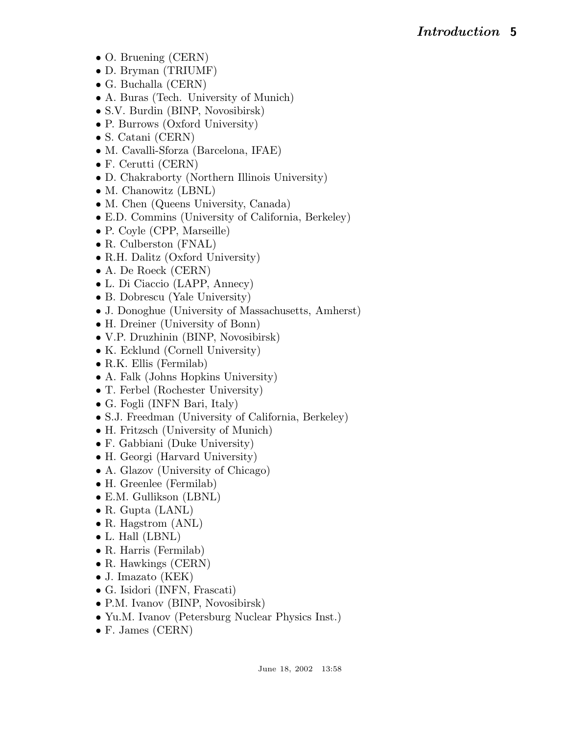- O. Bruening (CERN)
- D. Bryman (TRIUMF)
- G. Buchalla (CERN)
- A. Buras (Tech. University of Munich)
- S.V. Burdin (BINP, Novosibirsk)
- P. Burrows (Oxford University)
- S. Catani (CERN)
- M. Cavalli-Sforza (Barcelona, IFAE)
- F. Cerutti (CERN)
- D. Chakraborty (Northern Illinois University)
- M. Chanowitz (LBNL)
- M. Chen (Queens University, Canada)
- E.D. Commins (University of California, Berkeley)
- P. Coyle (CPP, Marseille)
- R. Culberston (FNAL)
- R.H. Dalitz (Oxford University)
- A. De Roeck (CERN)
- L. Di Ciaccio (LAPP, Annecy)
- B. Dobrescu (Yale University)
- J. Donoghue (University of Massachusetts, Amherst)
- H. Dreiner (University of Bonn)
- V.P. Druzhinin (BINP, Novosibirsk)
- K. Ecklund (Cornell University)
- R.K. Ellis (Fermilab)
- A. Falk (Johns Hopkins University)
- T. Ferbel (Rochester University)
- G. Fogli (INFN Bari, Italy)
- S.J. Freedman (University of California, Berkeley)
- H. Fritzsch (University of Munich)
- F. Gabbiani (Duke University)
- H. Georgi (Harvard University)
- A. Glazov (University of Chicago)
- H. Greenlee (Fermilab)
- E.M. Gullikson (LBNL)
- R. Gupta (LANL)
- R. Hagstrom (ANL)
- L. Hall (LBNL)
- R. Harris (Fermilab)
- R. Hawkings (CERN)
- J. Imazato (KEK)
- G. Isidori (INFN, Frascati)
- P.M. Ivanov (BINP, Novosibirsk)
- Yu.M. Ivanov (Petersburg Nuclear Physics Inst.)
- F. James (CERN)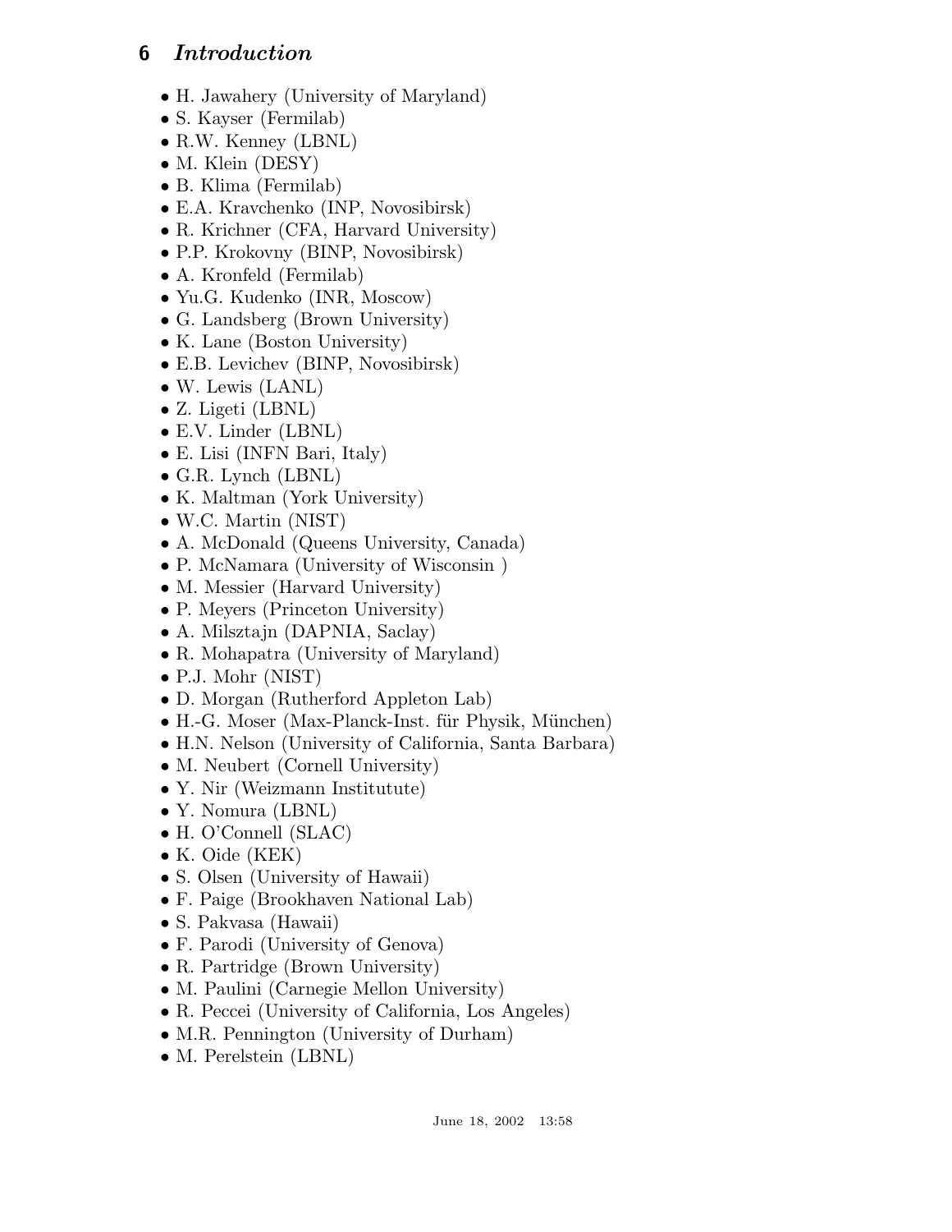- H. Jawahery (University of Maryland)
- S. Kayser (Fermilab)
- R.W. Kenney (LBNL)
- M. Klein (DESY)
- B. Klima (Fermilab)
- E.A. Kravchenko (INP, Novosibirsk)
- R. Krichner (CFA, Harvard University)
- P.P. Krokovny (BINP, Novosibirsk)
- A. Kronfeld (Fermilab)
- Yu.G. Kudenko (INR, Moscow)
- G. Landsberg (Brown University)
- K. Lane (Boston University)
- E.B. Levichev (BINP, Novosibirsk)
- W. Lewis (LANL)
- Z. Ligeti (LBNL)
- E.V. Linder (LBNL)
- E. Lisi (INFN Bari, Italy)
- G.R. Lynch (LBNL)
- K. Maltman (York University)
- W.C. Martin (NIST)
- A. McDonald (Queens University, Canada)
- P. McNamara (University of Wisconsin )
- M. Messier (Harvard University)
- P. Meyers (Princeton University)
- A. Milsztajn (DAPNIA, Saclay)
- R. Mohapatra (University of Maryland)
- P.J. Mohr (NIST)
- D. Morgan (Rutherford Appleton Lab)
- H.-G. Moser (Max-Planck-Inst. für Physik, München)
- H.N. Nelson (University of California, Santa Barbara)
- M. Neubert (Cornell University)
- Y. Nir (Weizmann Institutute)
- Y. Nomura (LBNL)
- H. O'Connell (SLAC)
- K. Oide (KEK)
- S. Olsen (University of Hawaii)
- F. Paige (Brookhaven National Lab)
- S. Pakvasa (Hawaii)
- F. Parodi (University of Genova)
- R. Partridge (Brown University)
- M. Paulini (Carnegie Mellon University)
- R. Peccei (University of California, Los Angeles)
- M.R. Pennington (University of Durham)
- M. Perelstein (LBNL)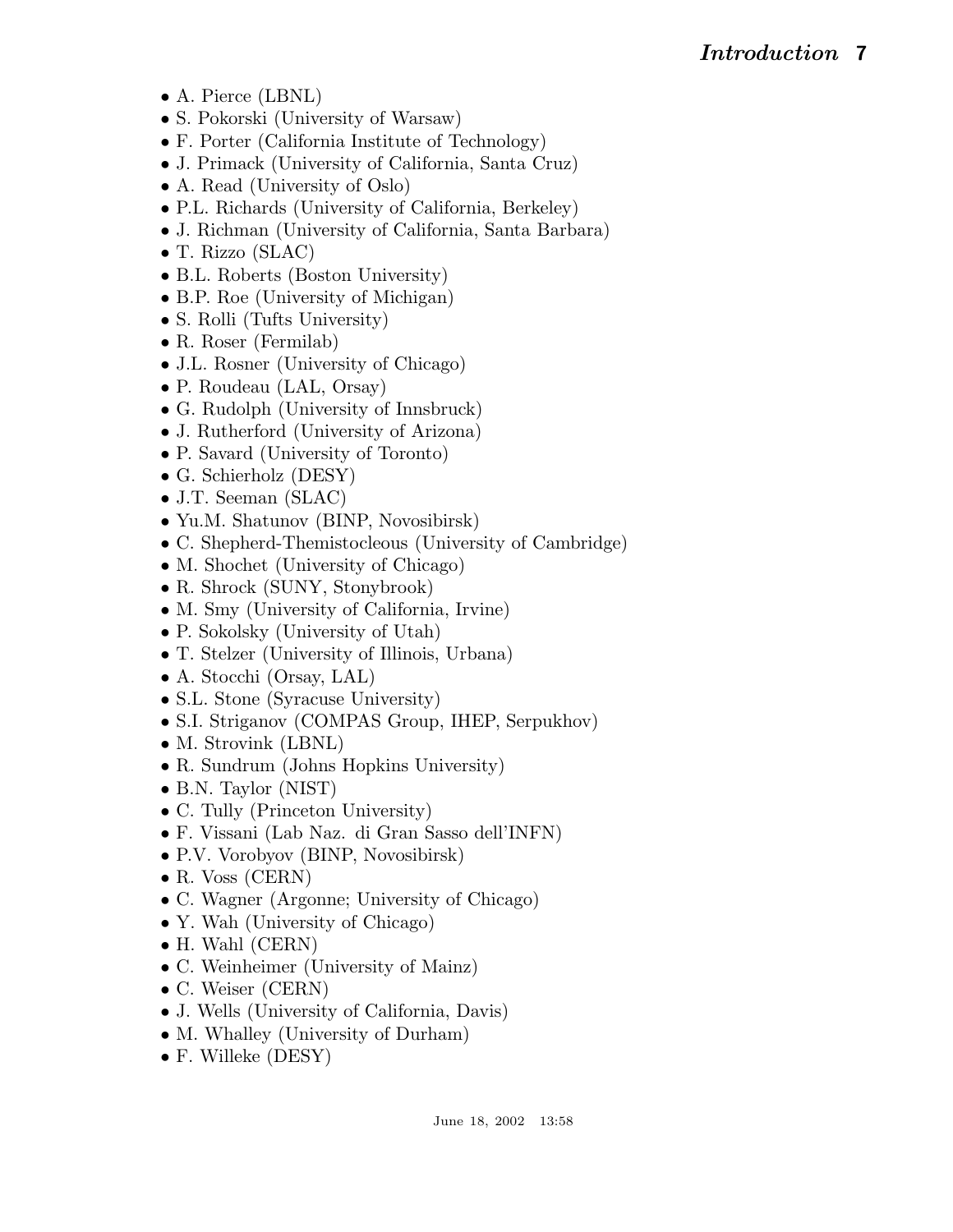- A. Pierce (LBNL)
- S. Pokorski (University of Warsaw)
- F. Porter (California Institute of Technology)
- J. Primack (University of California, Santa Cruz)
- A. Read (University of Oslo)
- P.L. Richards (University of California, Berkeley)
- J. Richman (University of California, Santa Barbara)
- T. Rizzo (SLAC)
- B.L. Roberts (Boston University)
- B.P. Roe (University of Michigan)
- S. Rolli (Tufts University)
- R. Roser (Fermilab)
- J.L. Rosner (University of Chicago)
- P. Roudeau (LAL, Orsay)
- G. Rudolph (University of Innsbruck)
- J. Rutherford (University of Arizona)
- P. Savard (University of Toronto)
- G. Schierholz (DESY)
- J.T. Seeman (SLAC)
- Yu.M. Shatunov (BINP, Novosibirsk)
- C. Shepherd-Themistocleous (University of Cambridge)
- M. Shochet (University of Chicago)
- R. Shrock (SUNY, Stonybrook)
- M. Smy (University of California, Irvine)
- P. Sokolsky (University of Utah)
- T. Stelzer (University of Illinois, Urbana)
- A. Stocchi (Orsay, LAL)
- S.L. Stone (Syracuse University)
- S.I. Striganov (COMPAS Group, IHEP, Serpukhov)
- M. Strovink (LBNL)
- R. Sundrum (Johns Hopkins University)
- B.N. Taylor (NIST)
- C. Tully (Princeton University)
- F. Vissani (Lab Naz. di Gran Sasso dell'INFN)
- P.V. Vorobyov (BINP, Novosibirsk)
- R. Voss (CERN)
- C. Wagner (Argonne; University of Chicago)
- Y. Wah (University of Chicago)
- H. Wahl (CERN)
- C. Weinheimer (University of Mainz)
- C. Weiser (CERN)
- J. Wells (University of California, Davis)
- M. Whalley (University of Durham)
- F. Willeke (DESY)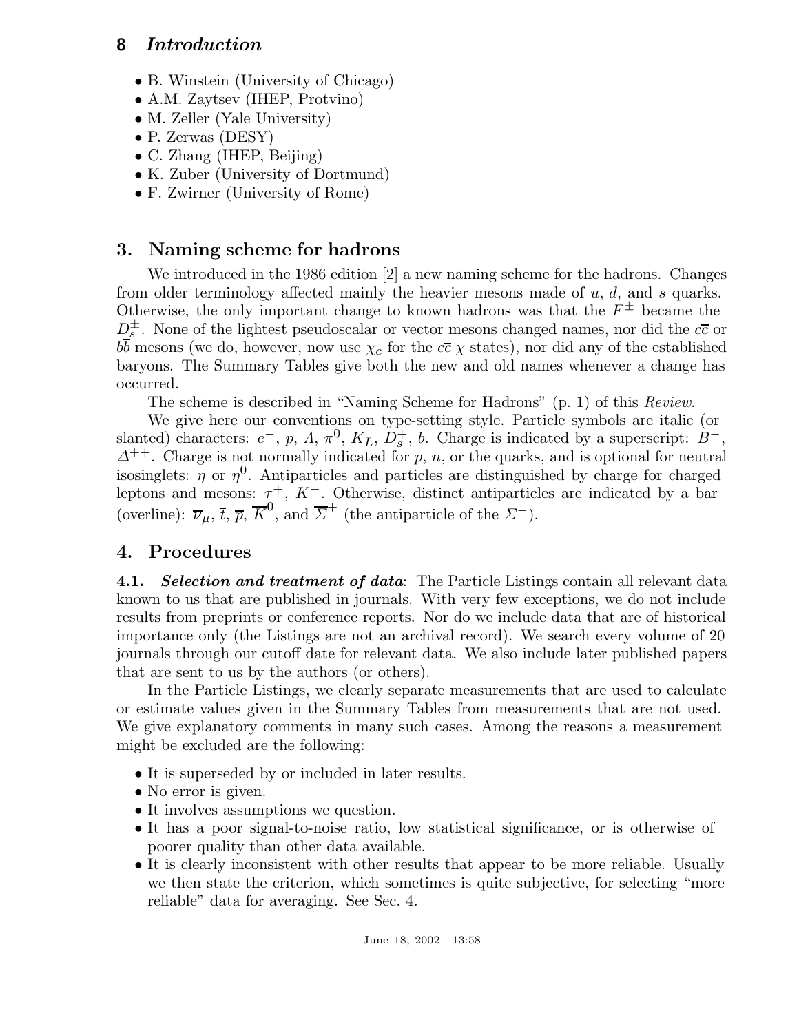- B. Winstein (University of Chicago)
- A.M. Zaytsev (IHEP, Protvino)
- M. Zeller (Yale University)
- P. Zerwas (DESY)
- C. Zhang (IHEP, Beijing)
- K. Zuber (University of Dortmund)
- F. Zwirner (University of Rome)

## 3. Naming scheme for hadrons

We introduced in the 1986 edition [2] a new naming scheme for the hadrons. Changes from older terminology affected mainly the heavier mesons made of $u$, $d$, and $s$ quarks. Otherwise, the only important change to known hadrons was that the $F^{\pm}$ became the $D_s^{\pm}$. None of the lightest pseudoscalar or vector mesons changed names, nor did the $c\overline{c}$ or $b\overline{b}$ mesons (we do, however, now use $\chi_c$ for the $c\overline{c}$ $\chi$ states), nor did any of the established baryons. The Summary Tables give both the new and old names whenever a change has occurred.

The scheme is described in "Naming Scheme for Hadrons" (p. 1) of this *Review*.

We give here our conventions on type-setting style. Particle symbols are italic (or slanted) characters: $e^-$, $p$, $\Lambda$, $\pi^0$, $K_L$, $D_s^+$, $b$. Charge is indicated by a superscript: $B^-$, $\Delta^{++}$. Charge is not normally indicated for $p$, $n$, or the quarks, and is optional for neutral isosinglets: $\eta$ or $\eta^0$. Antiparticles and particles are distinguished by charge for charged leptons and mesons: $\tau^+$, $K^-$. Otherwise, distinct antiparticles are indicated by a bar (overline): $\overline{\nu}_\mu$, $\overline{t}$, $\overline{p}$, $\overline{K}^0$, and $\overline{\Sigma}^+$ (the antiparticle of the $\Sigma^-$).

## 4. Procedures

**4.1.** ***Selection and treatment of data***: The Particle Listings contain all relevant data known to us that are published in journals. With very few exceptions, we do not include results from preprints or conference reports. Nor do we include data that are of historical importance only (the Listings are not an archival record). We search every volume of 20 journals through our cutoff date for relevant data. We also include later published papers that are sent to us by the authors (or others).

In the Particle Listings, we clearly separate measurements that are used to calculate or estimate values given in the Summary Tables from measurements that are not used. We give explanatory comments in many such cases. Among the reasons a measurement might be excluded are the following:

- It is superseded by or included in later results.
- No error is given.
- It involves assumptions we question.
- It has a poor signal-to-noise ratio, low statistical significance, or is otherwise of poorer quality than other data available.
- It is clearly inconsistent with other results that appear to be more reliable. Usually we then state the criterion, which sometimes is quite subjective, for selecting "more reliable" data for averaging. See Sec. 4.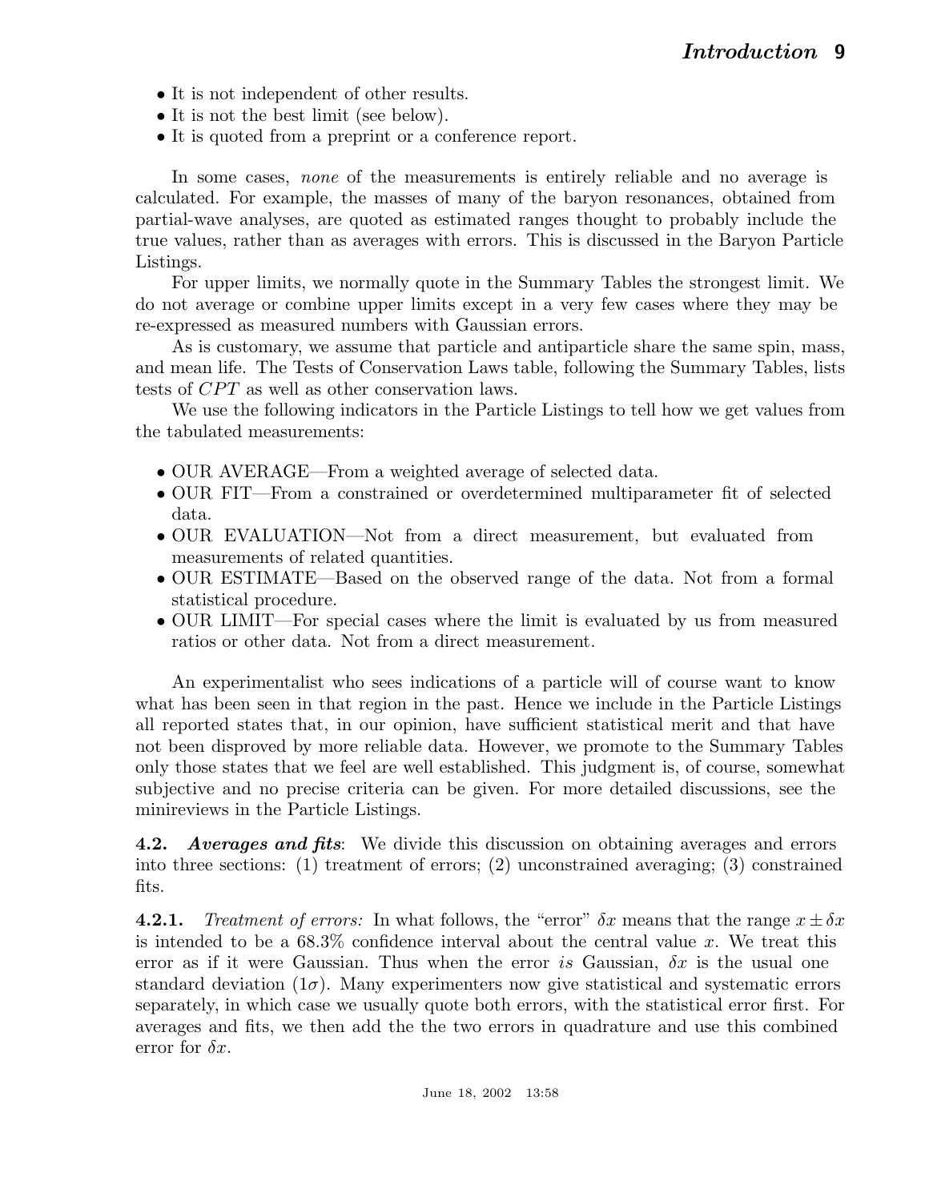- It is not independent of other results.
- It is not the best limit (see below).
- It is quoted from a preprint or a conference report.

In some cases, *none* of the measurements is entirely reliable and no average is calculated. For example, the masses of many of the baryon resonances, obtained from partial-wave analyses, are quoted as estimated ranges thought to probably include the true values, rather than as averages with errors. This is discussed in the Baryon Particle Listings.

For upper limits, we normally quote in the Summary Tables the strongest limit. We do not average or combine upper limits except in a very few cases where they may be re-expressed as measured numbers with Gaussian errors.

As is customary, we assume that particle and antiparticle share the same spin, mass, and mean life. The Tests of Conservation Laws table, following the Summary Tables, lists tests of $CPT$ as well as other conservation laws.

We use the following indicators in the Particle Listings to tell how we get values from the tabulated measurements:

- OUR AVERAGE—From a weighted average of selected data.
- OUR FIT—From a constrained or overdetermined multiparameter fit of selected data.
- OUR EVALUATION—Not from a direct measurement, but evaluated from measurements of related quantities.
- OUR ESTIMATE—Based on the observed range of the data. Not from a formal statistical procedure.
- OUR LIMIT—For special cases where the limit is evaluated by us from measured ratios or other data. Not from a direct measurement.

An experimentalist who sees indications of a particle will of course want to know what has been seen in that region in the past. Hence we include in the Particle Listings all reported states that, in our opinion, have sufficient statistical merit and that have not been disproved by more reliable data. However, we promote to the Summary Tables only those states that we feel are well established. This judgment is, of course, somewhat subjective and no precise criteria can be given. For more detailed discussions, see the minireviews in the Particle Listings.

**4.2.** ***Averages and fits***: We divide this discussion on obtaining averages and errors into three sections: (1) treatment of errors; (2) unconstrained averaging; (3) constrained fits.

**4.2.1.** *Treatment of errors:* In what follows, the "error" $\delta x$ means that the range $x \pm \delta x$ is intended to be a 68.3% confidence interval about the central value $x$. We treat this error as if it were Gaussian. Thus when the error *is* Gaussian, $\delta x$ is the usual one standard deviation ($1\sigma$). Many experimenters now give statistical and systematic errors separately, in which case we usually quote both errors, with the statistical error first. For averages and fits, we then add the the two errors in quadrature and use this combined error for $\delta x$.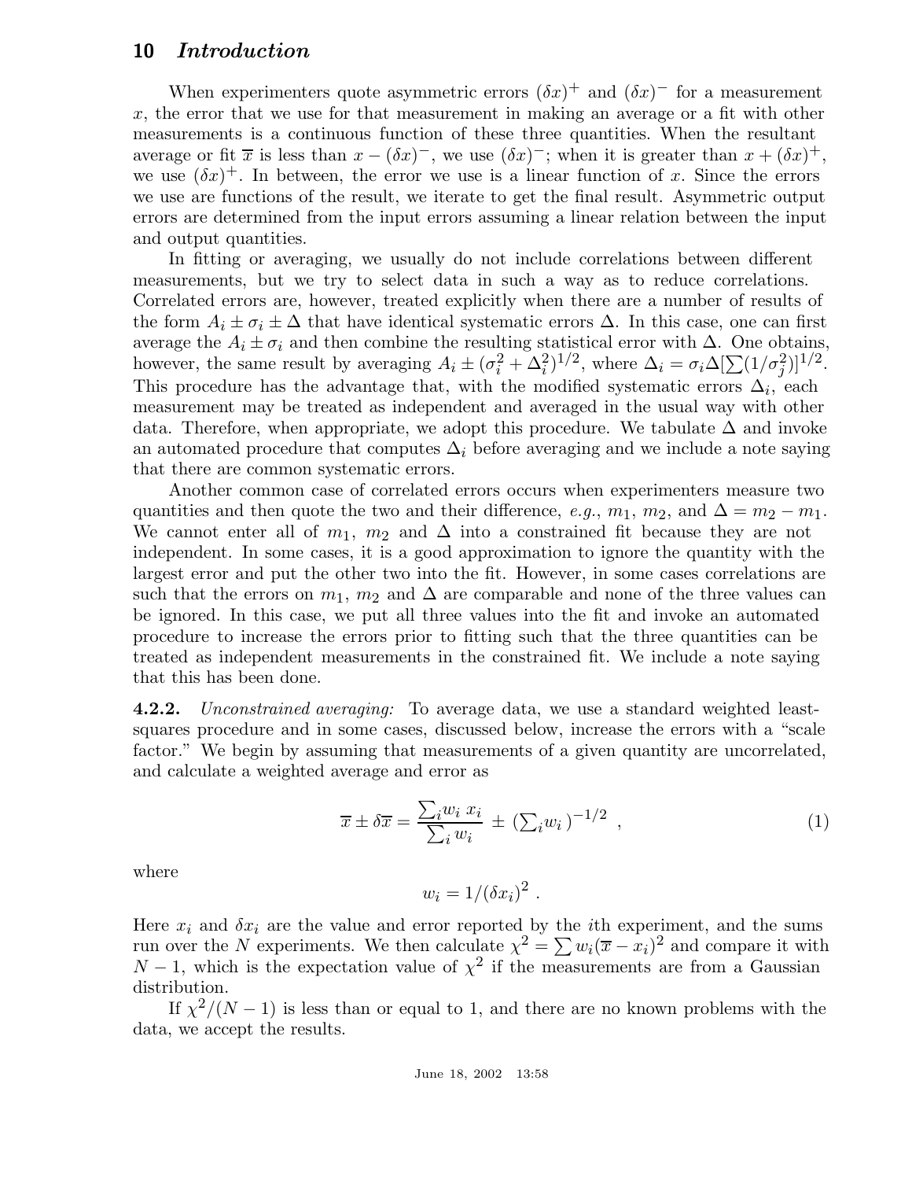When experimenters quote asymmetric errors $(\delta x)^+$ and $(\delta x)^-$ for a measurement $x$, the error that we use for that measurement in making an average or a fit with other measurements is a continuous function of these three quantities. When the resultant average or fit $\overline{x}$ is less than $x - (\delta x)^-$, we use $(\delta x)^-$; when it is greater than $x + (\delta x)^+$, we use $(\delta x)^+$. In between, the error we use is a linear function of $x$. Since the errors we use are functions of the result, we iterate to get the final result. Asymmetric output errors are determined from the input errors assuming a linear relation between the input and output quantities.

In fitting or averaging, we usually do not include correlations between different measurements, but we try to select data in such a way as to reduce correlations. Correlated errors are, however, treated explicitly when there are a number of results of the form $A_i \pm \sigma_i \pm \Delta$ that have identical systematic errors $\Delta$. In this case, one can first average the $A_i \pm \sigma_i$ and then combine the resulting statistical error with $\Delta$. One obtains, however, the same result by averaging $A_i \pm (\sigma_i^2 + \Delta_i^2)^{1/2}$, where $\Delta_i = \sigma_i \Delta [\sum(1/\sigma_j^2)]^{1/2}$. This procedure has the advantage that, with the modified systematic errors $\Delta_i$, each measurement may be treated as independent and averaged in the usual way with other data. Therefore, when appropriate, we adopt this procedure. We tabulate $\Delta$ and invoke an automated procedure that computes $\Delta_i$ before averaging and we include a note saying that there are common systematic errors.

Another common case of correlated errors occurs when experimenters measure two quantities and then quote the two and their difference, *e.g.*, $m_1$, $m_2$, and $\Delta = m_2 - m_1$. We cannot enter all of $m_1$, $m_2$ and $\Delta$ into a constrained fit because they are not independent. In some cases, it is a good approximation to ignore the quantity with the largest error and put the other two into the fit. However, in some cases correlations are such that the errors on $m_1$, $m_2$ and $\Delta$ are comparable and none of the three values can be ignored. In this case, we put all three values into the fit and invoke an automated procedure to increase the errors prior to fitting such that the three quantities can be treated as independent measurements in the constrained fit. We include a note saying that this has been done.

**4.2.2.** *Unconstrained averaging:* To average data, we use a standard weighted least-squares procedure and in some cases, discussed below, increase the errors with a "scale factor." We begin by assuming that measurements of a given quantity are uncorrelated, and calculate a weighted average and error as

$$\overline{x} \pm \delta\overline{x} = \frac{\sum_i w_i \, x_i}{\sum_i w_i} \pm \left(\sum_i w_i\right)^{-1/2} , \tag{1}$$

where

$$w_i = 1/(\delta x_i)^2 .$$

Here $x_i$ and $\delta x_i$ are the value and error reported by the $i$th experiment, and the sums run over the $N$ experiments. We then calculate $\chi^2 = \sum w_i(\overline{x} - x_i)^2$ and compare it with $N - 1$, which is the expectation value of $\chi^2$ if the measurements are from a Gaussian distribution.

If $\chi^2/(N-1)$ is less than or equal to 1, and there are no known problems with the data, we accept the results.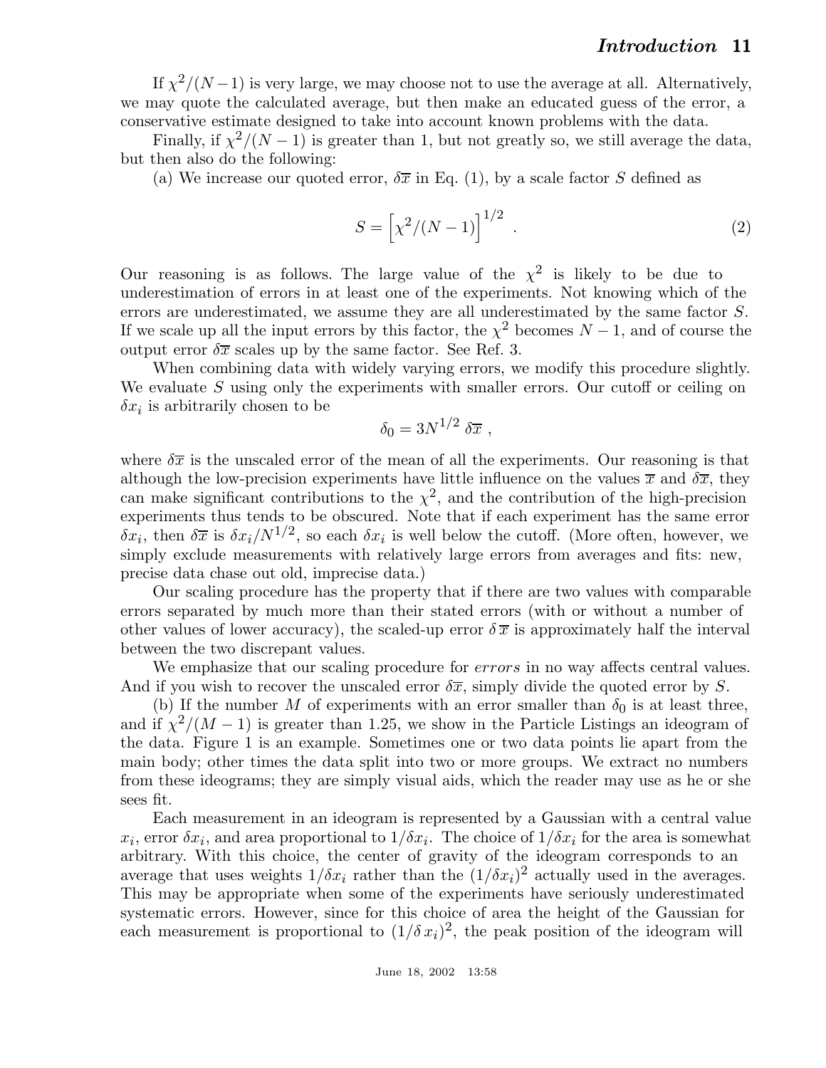If $\chi^2/(N-1)$ is very large, we may choose not to use the average at all. Alternatively, we may quote the calculated average, but then make an educated guess of the error, a conservative estimate designed to take into account known problems with the data.

Finally, if $\chi^2/(N-1)$ is greater than 1, but not greatly so, we still average the data, but then also do the following:

(a) We increase our quoted error, $\delta\overline{x}$ in Eq. (1), by a scale factor $S$ defined as

$$S = \left[\chi^2/(N-1)\right]^{1/2} . \tag{2}$$

Our reasoning is as follows. The large value of the $\chi^2$ is likely to be due to underestimation of errors in at least one of the experiments. Not knowing which of the errors are underestimated, we assume they are all underestimated by the same factor $S$. If we scale up all the input errors by this factor, the $\chi^2$ becomes $N-1$, and of course the output error $\delta\overline{x}$ scales up by the same factor. See Ref. 3.

When combining data with widely varying errors, we modify this procedure slightly. We evaluate $S$ using only the experiments with smaller errors. Our cutoff or ceiling on $\delta x_i$ is arbitrarily chosen to be

$$\delta_0 = 3N^{1/2}\,\delta\overline{x} ,$$

where $\delta\overline{x}$ is the unscaled error of the mean of all the experiments. Our reasoning is that although the low-precision experiments have little influence on the values $\overline{x}$ and $\delta\overline{x}$, they can make significant contributions to the $\chi^2$, and the contribution of the high-precision experiments thus tends to be obscured. Note that if each experiment has the same error $\delta x_i$, then $\delta\overline{x}$ is $\delta x_i/N^{1/2}$, so each $\delta x_i$ is well below the cutoff. (More often, however, we simply exclude measurements with relatively large errors from averages and fits: new, precise data chase out old, imprecise data.)

Our scaling procedure has the property that if there are two values with comparable errors separated by much more than their stated errors (with or without a number of other values of lower accuracy), the scaled-up error $\delta\,\overline{x}$ is approximately half the interval between the two discrepant values.

We emphasize that our scaling procedure for *errors* in no way affects central values. And if you wish to recover the unscaled error $\delta\overline{x}$, simply divide the quoted error by $S$.

(b) If the number $M$ of experiments with an error smaller than $\delta_0$ is at least three, and if $\chi^2/(M-1)$ is greater than 1.25, we show in the Particle Listings an ideogram of the data. Figure 1 is an example. Sometimes one or two data points lie apart from the main body; other times the data split into two or more groups. We extract no numbers from these ideograms; they are simply visual aids, which the reader may use as he or she sees fit.

Each measurement in an ideogram is represented by a Gaussian with a central value $x_i$, error $\delta x_i$, and area proportional to $1/\delta x_i$. The choice of $1/\delta x_i$ for the area is somewhat arbitrary. With this choice, the center of gravity of the ideogram corresponds to an average that uses weights $1/\delta x_i$ rather than the $(1/\delta x_i)^2$ actually used in the averages. This may be appropriate when some of the experiments have seriously underestimated systematic errors. However, since for this choice of area the height of the Gaussian for each measurement is proportional to $(1/\delta\,x_i)^2$, the peak position of the ideogram will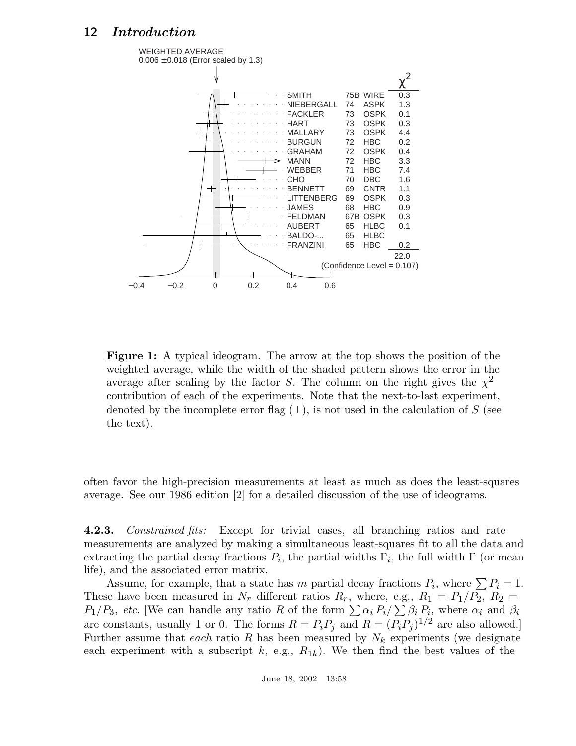WEIGHTED AVERAGE
0.006 ±0.018 (Error scaled by 1.3)

| | | | $\chi^2$ |
|---|---|---|---|
| SMITH | 75B | WIRE | 0.3 |
| NIEBERGALL | 74 | ASPK | 1.3 |
| FACKLER | 73 | OSPK | 0.1 |
| HART | 73 | OSPK | 0.3 |
| MALLARY | 73 | OSPK | 4.4 |
| BURGUN | 72 | HBC | 0.2 |
| GRAHAM | 72 | OSPK | 0.4 |
| MANN | 72 | HBC | 3.3 |
| WEBBER | 71 | HBC | 7.4 |
| CHO | 70 | DBC | 1.6 |
| BENNETT | 69 | CNTR | 1.1 |
| LITTENBERG | 69 | OSPK | 0.3 |
| JAMES | 68 | HBC | 0.9 |
| FELDMAN | 67B | OSPK | 0.3 |
| AUBERT | 65 | HLBC | 0.1 |
| BALDO-... | 65 | HLBC | |
| FRANZINI | 65 | HBC | 0.2 |
| | | | 22.0 |

(Confidence Level = 0.107)

–0.4 –0.2 0 0.2 0.4 0.6

**Figure 1:** A typical ideogram. The arrow at the top shows the position of the weighted average, while the width of the shaded pattern shows the error in the average after scaling by the factor $S$. The column on the right gives the $\chi^2$ contribution of each of the experiments. Note that the next-to-last experiment, denoted by the incomplete error flag ($\perp$), is not used in the calculation of $S$ (see the text).

often favor the high-precision measurements at least as much as does the least-squares average. See our 1986 edition [2] for a detailed discussion of the use of ideograms.

**4.2.3.** *Constrained fits:* Except for trivial cases, all branching ratios and rate measurements are analyzed by making a simultaneous least-squares fit to all the data and extracting the partial decay fractions $P_i$, the partial widths $\Gamma_i$, the full width $\Gamma$ (or mean life), and the associated error matrix.

Assume, for example, that a state has $m$ partial decay fractions $P_i$, where $\sum P_i = 1$. These have been measured in $N_r$ different ratios $R_r$, where, e.g., $R_1 = P_1/P_2$, $R_2 = P_1/P_3$, *etc.* [We can handle any ratio $R$ of the form $\sum \alpha_i P_i / \sum \beta_i P_i$, where $\alpha_i$ and $\beta_i$ are constants, usually 1 or 0. The forms $R = P_i P_j$ and $R = (P_i P_j)^{1/2}$ are also allowed.] Further assume that *each* ratio $R$ has been measured by $N_k$ experiments (we designate each experiment with a subscript $k$, e.g., $R_{1k}$). We then find the best values of the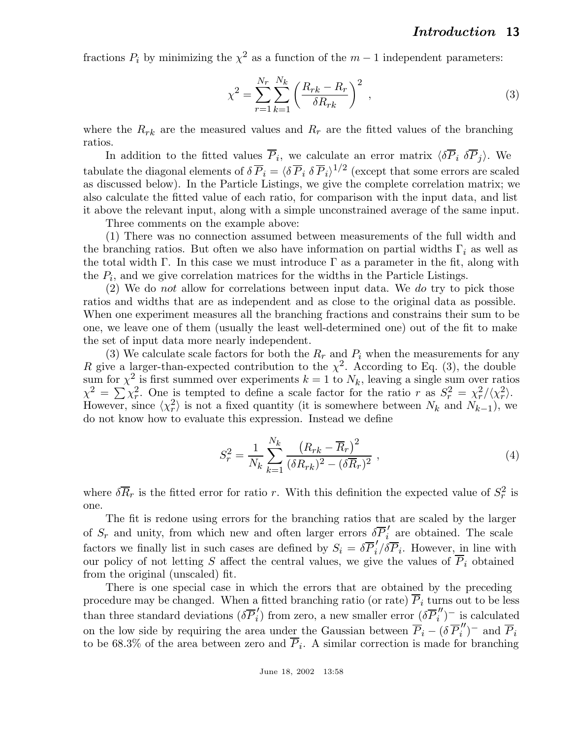fractions $P_i$ by minimizing the $\chi^2$ as a function of the $m-1$ independent parameters:

$$\chi^2 = \sum_{r=1}^{N_r} \sum_{k=1}^{N_k} \left( \frac{R_{rk} - R_r}{\delta R_{rk}} \right)^2 , \tag{3}$$

where the $R_{rk}$ are the measured values and $R_r$ are the fitted values of the branching ratios.

In addition to the fitted values $\overline{P}_i$, we calculate an error matrix $\langle \delta \overline{P}_i \ \delta \overline{P}_j \rangle$. We tabulate the diagonal elements of $\delta \overline{P}_i = \langle \delta \overline{P}_i \ \delta \overline{P}_i \rangle^{1/2}$ (except that some errors are scaled as discussed below). In the Particle Listings, we give the complete correlation matrix; we also calculate the fitted value of each ratio, for comparison with the input data, and list it above the relevant input, along with a simple unconstrained average of the same input.

Three comments on the example above:

(1) There was no connection assumed between measurements of the full width and the branching ratios. But often we also have information on partial widths $\Gamma_i$ as well as the total width $\Gamma$. In this case we must introduce $\Gamma$ as a parameter in the fit, along with the $P_i$, and we give correlation matrices for the widths in the Particle Listings.

(2) We do *not* allow for correlations between input data. We *do* try to pick those ratios and widths that are as independent and as close to the original data as possible. When one experiment measures all the branching fractions and constrains their sum to be one, we leave one of them (usually the least well-determined one) out of the fit to make the set of input data more nearly independent.

(3) We calculate scale factors for both the $R_r$ and $P_i$ when the measurements for any $R$ give a larger-than-expected contribution to the $\chi^2$. According to Eq. (3), the double sum for $\chi^2$ is first summed over experiments $k = 1$ to $N_k$, leaving a single sum over ratios $\chi^2 = \sum \chi_r^2$. One is tempted to define a scale factor for the ratio $r$ as $S_r^2 = \chi_r^2 / \langle \chi_r^2 \rangle$. However, since $\langle \chi_r^2 \rangle$ is not a fixed quantity (it is somewhere between $N_k$ and $N_{k-1}$), we do not know how to evaluate this expression. Instead we define

$$S_r^2 = \frac{1}{N_k} \sum_{k=1}^{N_k} \frac{\left( R_{rk} - \overline{R}_r \right)^2}{(\delta R_{rk})^2 - (\delta \overline{R}_r)^2} , \tag{4}$$

where $\delta \overline{R}_r$ is the fitted error for ratio $r$. With this definition the expected value of $S_r^2$ is one.

The fit is redone using errors for the branching ratios that are scaled by the larger of $S_r$ and unity, from which new and often larger errors $\delta \overline{P}_i'$ are obtained. The scale factors we finally list in such cases are defined by $S_i = \delta \overline{P}_i' / \delta \overline{P}_i$. However, in line with our policy of not letting $S$ affect the central values, we give the values of $\overline{P}_i$ obtained from the original (unscaled) fit.

There is one special case in which the errors that are obtained by the preceding procedure may be changed. When a fitted branching ratio (or rate) $\overline{P}_i$ turns out to be less than three standard deviations ($\delta \overline{P}_i'$) from zero, a new smaller error $(\delta \overline{P}_i'')^-$ is calculated on the low side by requiring the area under the Gaussian between $\overline{P}_i - (\delta \overline{P}_i'')^-$ and $\overline{P}_i$ to be 68.3% of the area between zero and $\overline{P}_i$. A similar correction is made for branching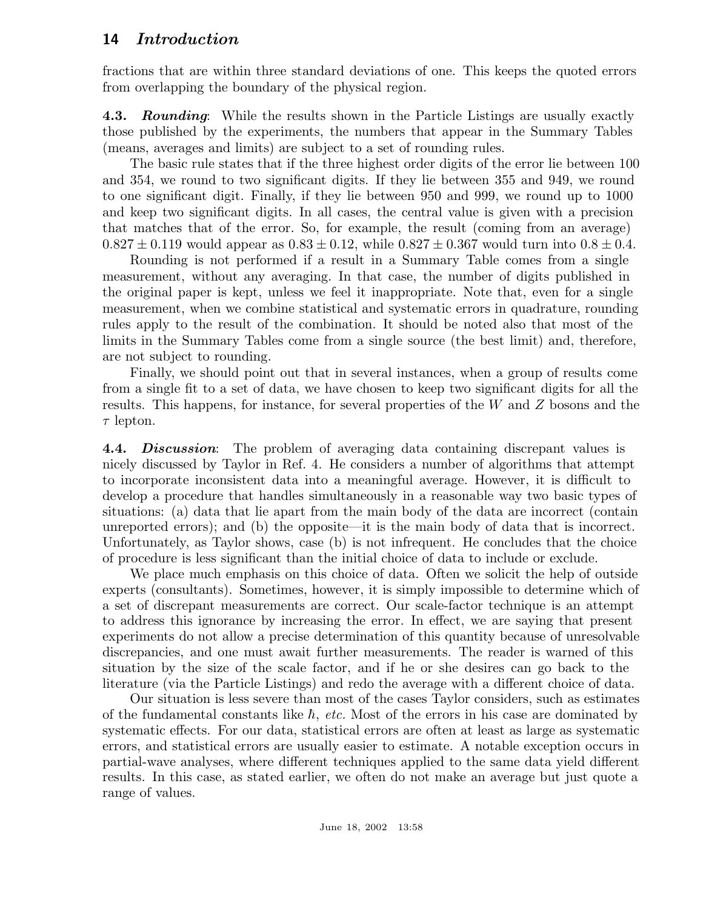fractions that are within three standard deviations of one. This keeps the quoted errors from overlapping the boundary of the physical region.

**4.3.** ***Rounding***: While the results shown in the Particle Listings are usually exactly those published by the experiments, the numbers that appear in the Summary Tables (means, averages and limits) are subject to a set of rounding rules.

The basic rule states that if the three highest order digits of the error lie between 100 and 354, we round to two significant digits. If they lie between 355 and 949, we round to one significant digit. Finally, if they lie between 950 and 999, we round up to 1000 and keep two significant digits. In all cases, the central value is given with a precision that matches that of the error. So, for example, the result (coming from an average) $0.827 \pm 0.119$ would appear as $0.83 \pm 0.12$, while $0.827 \pm 0.367$ would turn into $0.8 \pm 0.4$.

Rounding is not performed if a result in a Summary Table comes from a single measurement, without any averaging. In that case, the number of digits published in the original paper is kept, unless we feel it inappropriate. Note that, even for a single measurement, when we combine statistical and systematic errors in quadrature, rounding rules apply to the result of the combination. It should be noted also that most of the limits in the Summary Tables come from a single source (the best limit) and, therefore, are not subject to rounding.

Finally, we should point out that in several instances, when a group of results come from a single fit to a set of data, we have chosen to keep two significant digits for all the results. This happens, for instance, for several properties of the $W$ and $Z$ bosons and the $\tau$ lepton.

**4.4.** ***Discussion***: The problem of averaging data containing discrepant values is nicely discussed by Taylor in Ref. 4. He considers a number of algorithms that attempt to incorporate inconsistent data into a meaningful average. However, it is difficult to develop a procedure that handles simultaneously in a reasonable way two basic types of situations: (a) data that lie apart from the main body of the data are incorrect (contain unreported errors); and (b) the opposite—it is the main body of data that is incorrect. Unfortunately, as Taylor shows, case (b) is not infrequent. He concludes that the choice of procedure is less significant than the initial choice of data to include or exclude.

We place much emphasis on this choice of data. Often we solicit the help of outside experts (consultants). Sometimes, however, it is simply impossible to determine which of a set of discrepant measurements are correct. Our scale-factor technique is an attempt to address this ignorance by increasing the error. In effect, we are saying that present experiments do not allow a precise determination of this quantity because of unresolvable discrepancies, and one must await further measurements. The reader is warned of this situation by the size of the scale factor, and if he or she desires can go back to the literature (via the Particle Listings) and redo the average with a different choice of data.

Our situation is less severe than most of the cases Taylor considers, such as estimates of the fundamental constants like $\hbar$, *etc.* Most of the errors in his case are dominated by systematic effects. For our data, statistical errors are often at least as large as systematic errors, and statistical errors are usually easier to estimate. A notable exception occurs in partial-wave analyses, where different techniques applied to the same data yield different results. In this case, as stated earlier, we often do not make an average but just quote a range of values.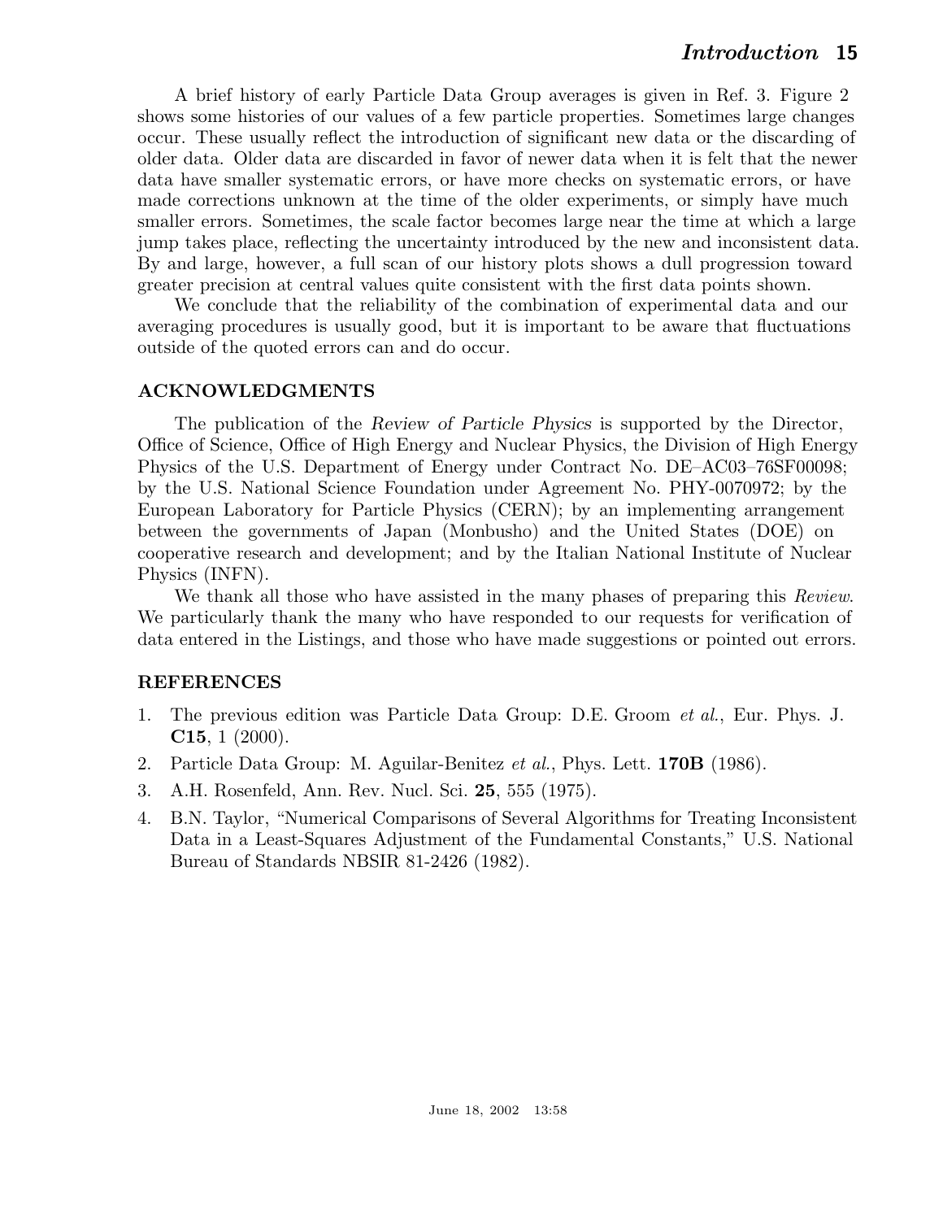A brief history of early Particle Data Group averages is given in Ref. 3. Figure 2 shows some histories of our values of a few particle properties. Sometimes large changes occur. These usually reflect the introduction of significant new data or the discarding of older data. Older data are discarded in favor of newer data when it is felt that the newer data have smaller systematic errors, or have more checks on systematic errors, or have made corrections unknown at the time of the older experiments, or simply have much smaller errors. Sometimes, the scale factor becomes large near the time at which a large jump takes place, reflecting the uncertainty introduced by the new and inconsistent data. By and large, however, a full scan of our history plots shows a dull progression toward greater precision at central values quite consistent with the first data points shown.

We conclude that the reliability of the combination of experimental data and our averaging procedures is usually good, but it is important to be aware that fluctuations outside of the quoted errors can and do occur.

## ACKNOWLEDGMENTS

The publication of the *Review of Particle Physics* is supported by the Director, Office of Science, Office of High Energy and Nuclear Physics, the Division of High Energy Physics of the U.S. Department of Energy under Contract No. DE–AC03–76SF00098; by the U.S. National Science Foundation under Agreement No. PHY-0070972; by the European Laboratory for Particle Physics (CERN); by an implementing arrangement between the governments of Japan (Monbusho) and the United States (DOE) on cooperative research and development; and by the Italian National Institute of Nuclear Physics (INFN).

We thank all those who have assisted in the many phases of preparing this *Review*. We particularly thank the many who have responded to our requests for verification of data entered in the Listings, and those who have made suggestions or pointed out errors.

## REFERENCES

1. The previous edition was Particle Data Group: D.E. Groom *et al.*, Eur. Phys. J. **C15**, 1 (2000).
2. Particle Data Group: M. Aguilar-Benitez *et al.*, Phys. Lett. **170B** (1986).
3. A.H. Rosenfeld, Ann. Rev. Nucl. Sci. **25**, 555 (1975).
4. B.N. Taylor, "Numerical Comparisons of Several Algorithms for Treating Inconsistent Data in a Least-Squares Adjustment of the Fundamental Constants," U.S. National Bureau of Standards NBSIR 81-2426 (1982).